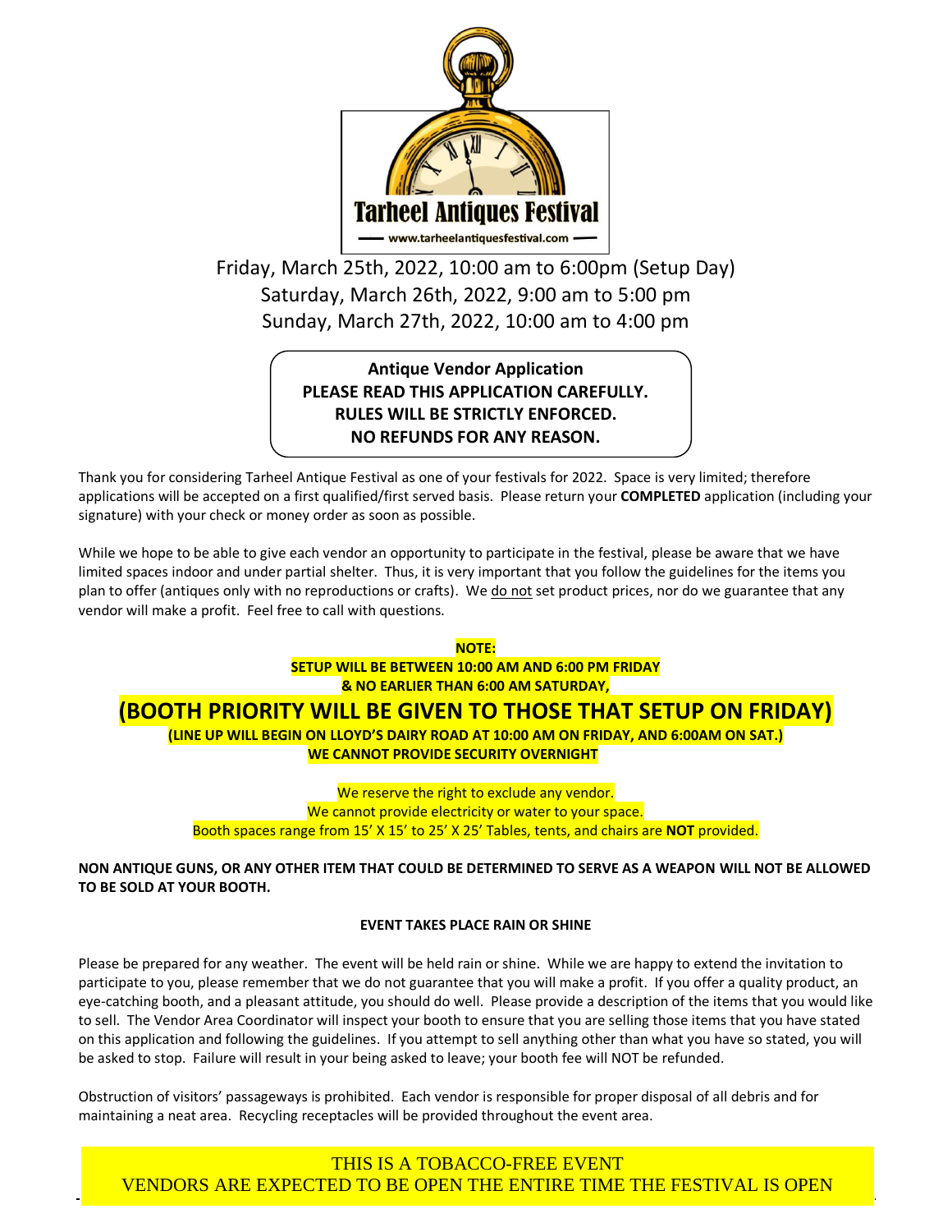# Tarheel Antiques Festival

www.tarheelantiquesfestival.com

Friday, March 25th, 2022, 10:00 am to 6:00pm (Setup Day)
Saturday, March 26th, 2022, 9:00 am to 5:00 pm
Sunday, March 27th, 2022, 10:00 am to 4:00 pm

**Antique Vendor Application**
**PLEASE READ THIS APPLICATION CAREFULLY.**
**RULES WILL BE STRICTLY ENFORCED.**
**NO REFUNDS FOR ANY REASON.**

Thank you for considering Tarheel Antique Festival as one of your festivals for 2022. Space is very limited; therefore applications will be accepted on a first qualified/first served basis. Please return your **COMPLETED** application (including your signature) with your check or money order as soon as possible.

While we hope to be able to give each vendor an opportunity to participate in the festival, please be aware that we have limited spaces indoor and under partial shelter. Thus, it is very important that you follow the guidelines for the items you plan to offer (antiques only with no reproductions or crafts). We do not set product prices, nor do we guarantee that any vendor will make a profit. Feel free to call with questions.

**NOTE:**
**SETUP WILL BE BETWEEN 10:00 AM AND 6:00 PM FRIDAY**
**& NO EARLIER THAN 6:00 AM SATURDAY,**

## (BOOTH PRIORITY WILL BE GIVEN TO THOSE THAT SETUP ON FRIDAY)

**(LINE UP WILL BEGIN ON LLOYD'S DAIRY ROAD AT 10:00 AM ON FRIDAY, AND 6:00AM ON SAT.)**
**WE CANNOT PROVIDE SECURITY OVERNIGHT**

We reserve the right to exclude any vendor.
We cannot provide electricity or water to your space.
Booth spaces range from 15' X 15' to 25' X 25' Tables, tents, and chairs are **NOT** provided.

**NON ANTIQUE GUNS, OR ANY OTHER ITEM THAT COULD BE DETERMINED TO SERVE AS A WEAPON WILL NOT BE ALLOWED TO BE SOLD AT YOUR BOOTH.**

**EVENT TAKES PLACE RAIN OR SHINE**

Please be prepared for any weather. The event will be held rain or shine. While we are happy to extend the invitation to participate to you, please remember that we do not guarantee that you will make a profit. If you offer a quality product, an eye-catching booth, and a pleasant attitude, you should do well. Please provide a description of the items that you would like to sell. The Vendor Area Coordinator will inspect your booth to ensure that you are selling those items that you have stated on this application and following the guidelines. If you attempt to sell anything other than what you have so stated, you will be asked to stop. Failure will result in your being asked to leave; your booth fee will NOT be refunded.

Obstruction of visitors' passageways is prohibited. Each vendor is responsible for proper disposal of all debris and for maintaining a neat area. Recycling receptacles will be provided throughout the event area.

THIS IS A TOBACCO-FREE EVENT
VENDORS ARE EXPECTED TO BE OPEN THE ENTIRE TIME THE FESTIVAL IS OPEN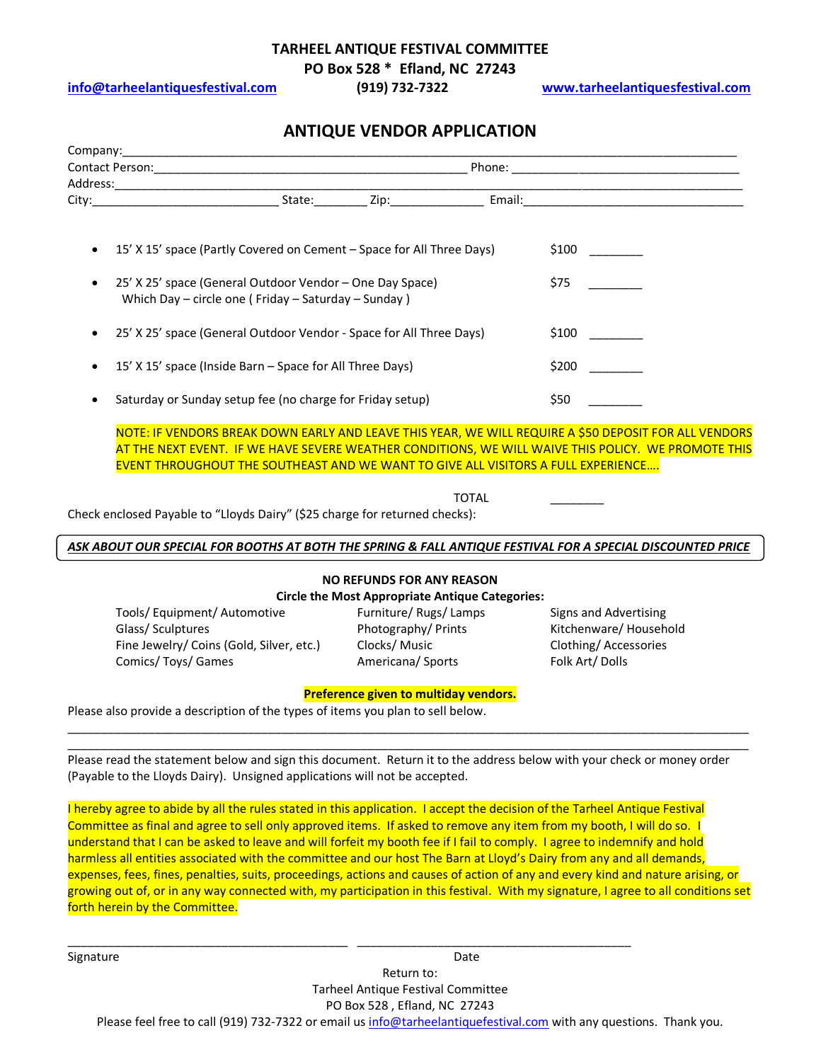**TARHEEL ANTIQUE FESTIVAL COMMITTEE**

**PO Box 528 * Efland, NC 27243**

info@tarheelantiquesfestival.com **(919) 732-7322** www.tarheelantiquesfestival.com

## ANTIQUE VENDOR APPLICATION

Company:______________________________________________________________________________

Contact Person:_______________________________________ Phone: _____________________________

Address:_______________________________________________________________________________

City:_________________________ State:_______ Zip:_____________ Email:______________________________

- 15' X 15' space (Partly Covered on Cement – Space for All Three Days) $100 ________
- 25' X 25' space (General Outdoor Vendor – One Day Space) $75 ________
  Which Day – circle one ( Friday – Saturday – Sunday )
- 25' X 25' space (General Outdoor Vendor - Space for All Three Days) $100 ________
- 15' X 15' space (Inside Barn – Space for All Three Days) $200 ________
- Saturday or Sunday setup fee (no charge for Friday setup) $50 ________

NOTE: IF VENDORS BREAK DOWN EARLY AND LEAVE THIS YEAR, WE WILL REQUIRE A $50 DEPOSIT FOR ALL VENDORS AT THE NEXT EVENT. IF WE HAVE SEVERE WEATHER CONDITIONS, WE WILL WAIVE THIS POLICY. WE PROMOTE THIS EVENT THROUGHOUT THE SOUTHEAST AND WE WANT TO GIVE ALL VISITORS A FULL EXPERIENCE….

TOTAL ________

Check enclosed Payable to "Lloyds Dairy" ($25 charge for returned checks):

***ASK ABOUT OUR SPECIAL FOR BOOTHS AT BOTH THE SPRING & FALL ANTIQUE FESTIVAL FOR A SPECIAL DISCOUNTED PRICE***

**NO REFUNDS FOR ANY REASON**

**Circle the Most Appropriate Antique Categories:**

| | | |
|---|---|---|
| Tools/ Equipment/ Automotive | Furniture/ Rugs/ Lamps | Signs and Advertising |
| Glass/ Sculptures | Photography/ Prints | Kitchenware/ Household |
| Fine Jewelry/ Coins (Gold, Silver, etc.) | Clocks/ Music | Clothing/ Accessories |
| Comics/ Toys/ Games | Americana/ Sports | Folk Art/ Dolls |

**Preference given to multiday vendors.**

Please also provide a description of the types of items you plan to sell below.

______________________________________________________________________________________________

______________________________________________________________________________________________

Please read the statement below and sign this document. Return it to the address below with your check or money order (Payable to the Lloyds Dairy). Unsigned applications will not be accepted.

I hereby agree to abide by all the rules stated in this application. I accept the decision of the Tarheel Antique Festival Committee as final and agree to sell only approved items. If asked to remove any item from my booth, I will do so. I understand that I can be asked to leave and will forfeit my booth fee if I fail to comply. I agree to indemnify and hold harmless all entities associated with the committee and our host The Barn at Lloyd's Dairy from any and all demands, expenses, fees, fines, penalties, suits, proceedings, actions and causes of action of any and every kind and nature arising, or growing out of, or in any way connected with, my participation in this festival. With my signature, I agree to all conditions set forth herein by the Committee.

______________________________________ ______________________________________

Signature Date

Return to:
Tarheel Antique Festival Committee
PO Box 528 , Efland, NC 27243

Please feel free to call (919) 732-7322 or email us info@tarheelantiquefestival.com with any questions. Thank you.